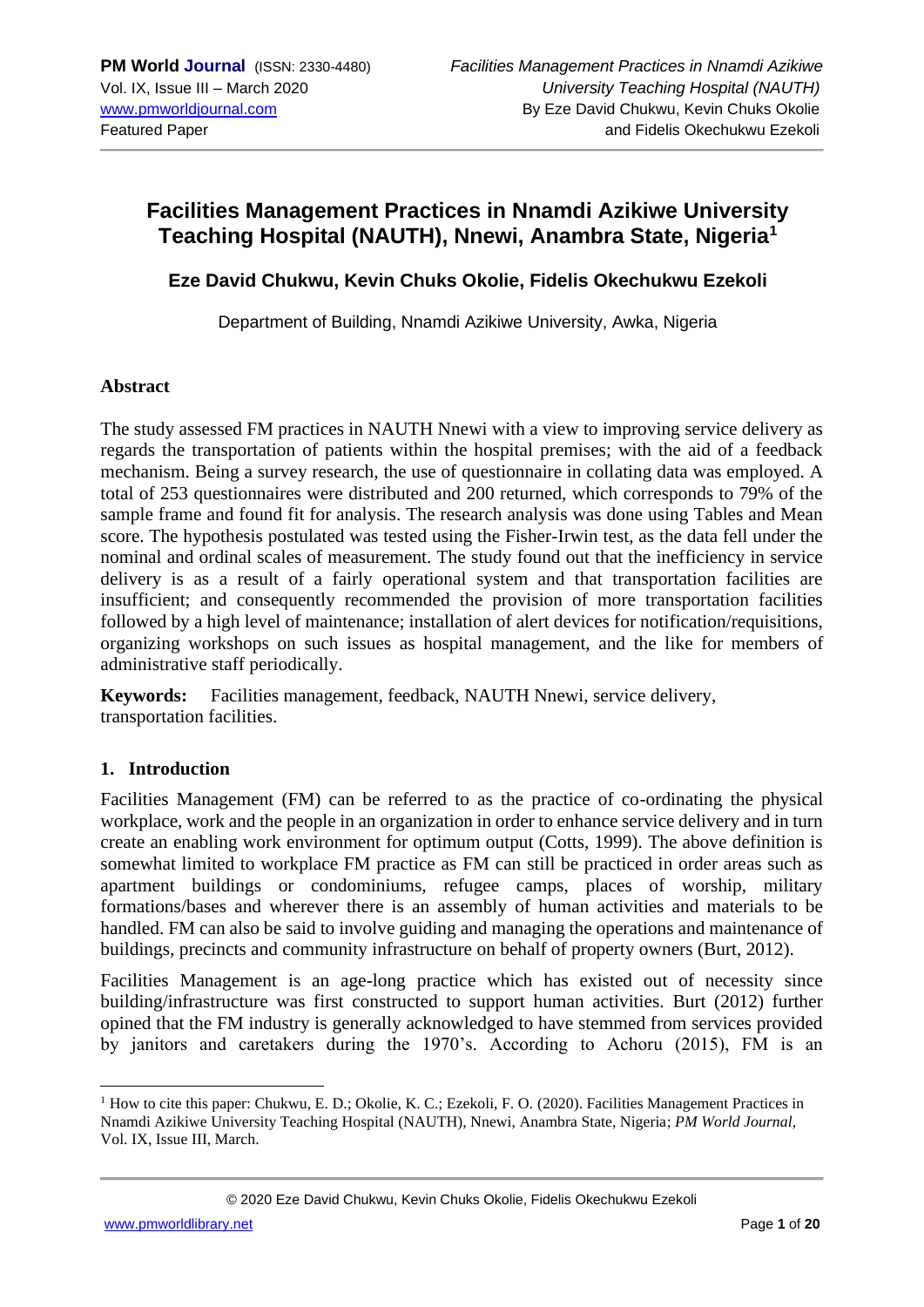# Facilities Management Practices in Nnamdi Azikiwe University Teaching Hospital (NAUTH), Nnewi, Anambra State, Nigeria[1]

### Eze David Chukwu, Kevin Chuks Okolie, Fidelis Okechukwu Ezekoli

Department of Building, Nnamdi Azikiwe University, Awka, Nigeria

## Abstract

The study assessed FM practices in NAUTH Nnewi with a view to improving service delivery as regards the transportation of patients within the hospital premises; with the aid of a feedback mechanism. Being a survey research, the use of questionnaire in collating data was employed. A total of 253 questionnaires were distributed and 200 returned, which corresponds to 79% of the sample frame and found fit for analysis. The research analysis was done using Tables and Mean score. The hypothesis postulated was tested using the Fisher-Irwin test, as the data fell under the nominal and ordinal scales of measurement. The study found out that the inefficiency in service delivery is as a result of a fairly operational system and that transportation facilities are insufficient; and consequently recommended the provision of more transportation facilities followed by a high level of maintenance; installation of alert devices for notification/requisitions, organizing workshops on such issues as hospital management, and the like for members of administrative staff periodically.

**Keywords:** Facilities management, feedback, NAUTH Nnewi, service delivery, transportation facilities.

## 1. Introduction

Facilities Management (FM) can be referred to as the practice of co-ordinating the physical workplace, work and the people in an organization in order to enhance service delivery and in turn create an enabling work environment for optimum output (Cotts, 1999). The above definition is somewhat limited to workplace FM practice as FM can still be practiced in order areas such as apartment buildings or condominiums, refugee camps, places of worship, military formations/bases and wherever there is an assembly of human activities and materials to be handled. FM can also be said to involve guiding and managing the operations and maintenance of buildings, precincts and community infrastructure on behalf of property owners (Burt, 2012).

Facilities Management is an age-long practice which has existed out of necessity since building/infrastructure was first constructed to support human activities. Burt (2012) further opined that the FM industry is generally acknowledged to have stemmed from services provided by janitors and caretakers during the 1970's. According to Achoru (2015), FM is an

[1] How to cite this paper: Chukwu, E. D.; Okolie, K. C.; Ezekoli, F. O. (2020). Facilities Management Practices in Nnamdi Azikiwe University Teaching Hospital (NAUTH), Nnewi, Anambra State, Nigeria; *PM World Journal*, Vol. IX, Issue III, March.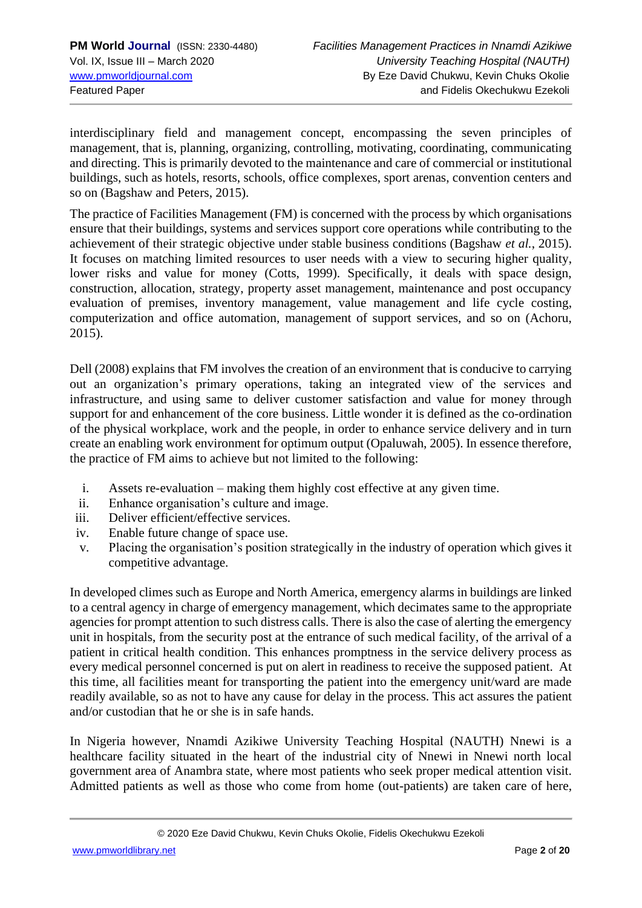interdisciplinary field and management concept, encompassing the seven principles of management, that is, planning, organizing, controlling, motivating, coordinating, communicating and directing. This is primarily devoted to the maintenance and care of commercial or institutional buildings, such as hotels, resorts, schools, office complexes, sport arenas, convention centers and so on (Bagshaw and Peters, 2015).

The practice of Facilities Management (FM) is concerned with the process by which organisations ensure that their buildings, systems and services support core operations while contributing to the achievement of their strategic objective under stable business conditions (Bagshaw *et al.*, 2015). It focuses on matching limited resources to user needs with a view to securing higher quality, lower risks and value for money (Cotts, 1999). Specifically, it deals with space design, construction, allocation, strategy, property asset management, maintenance and post occupancy evaluation of premises, inventory management, value management and life cycle costing, computerization and office automation, management of support services, and so on (Achoru, 2015).

Dell (2008) explains that FM involves the creation of an environment that is conducive to carrying out an organization's primary operations, taking an integrated view of the services and infrastructure, and using same to deliver customer satisfaction and value for money through support for and enhancement of the core business. Little wonder it is defined as the co-ordination of the physical workplace, work and the people, in order to enhance service delivery and in turn create an enabling work environment for optimum output (Opaluwah, 2005). In essence therefore, the practice of FM aims to achieve but not limited to the following:

i. Assets re-evaluation – making them highly cost effective at any given time.
ii. Enhance organisation's culture and image.
iii. Deliver efficient/effective services.
iv. Enable future change of space use.
v. Placing the organisation's position strategically in the industry of operation which gives it competitive advantage.

In developed climes such as Europe and North America, emergency alarms in buildings are linked to a central agency in charge of emergency management, which decimates same to the appropriate agencies for prompt attention to such distress calls. There is also the case of alerting the emergency unit in hospitals, from the security post at the entrance of such medical facility, of the arrival of a patient in critical health condition. This enhances promptness in the service delivery process as every medical personnel concerned is put on alert in readiness to receive the supposed patient. At this time, all facilities meant for transporting the patient into the emergency unit/ward are made readily available, so as not to have any cause for delay in the process. This act assures the patient and/or custodian that he or she is in safe hands.

In Nigeria however, Nnamdi Azikiwe University Teaching Hospital (NAUTH) Nnewi is a healthcare facility situated in the heart of the industrial city of Nnewi in Nnewi north local government area of Anambra state, where most patients who seek proper medical attention visit. Admitted patients as well as those who come from home (out-patients) are taken care of here,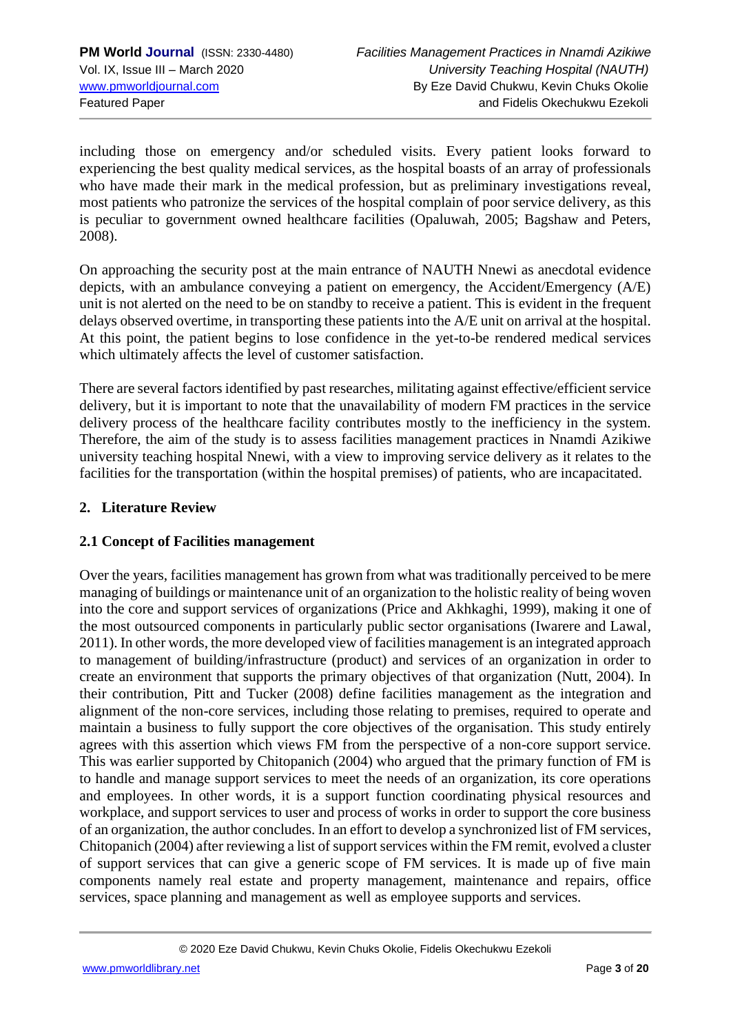including those on emergency and/or scheduled visits. Every patient looks forward to experiencing the best quality medical services, as the hospital boasts of an array of professionals who have made their mark in the medical profession, but as preliminary investigations reveal, most patients who patronize the services of the hospital complain of poor service delivery, as this is peculiar to government owned healthcare facilities (Opaluwah, 2005; Bagshaw and Peters, 2008).

On approaching the security post at the main entrance of NAUTH Nnewi as anecdotal evidence depicts, with an ambulance conveying a patient on emergency, the Accident/Emergency (A/E) unit is not alerted on the need to be on standby to receive a patient. This is evident in the frequent delays observed overtime, in transporting these patients into the A/E unit on arrival at the hospital. At this point, the patient begins to lose confidence in the yet-to-be rendered medical services which ultimately affects the level of customer satisfaction.

There are several factors identified by past researches, militating against effective/efficient service delivery, but it is important to note that the unavailability of modern FM practices in the service delivery process of the healthcare facility contributes mostly to the inefficiency in the system. Therefore, the aim of the study is to assess facilities management practices in Nnamdi Azikiwe university teaching hospital Nnewi, with a view to improving service delivery as it relates to the facilities for the transportation (within the hospital premises) of patients, who are incapacitated.

## 2. Literature Review

### 2.1 Concept of Facilities management

Over the years, facilities management has grown from what was traditionally perceived to be mere managing of buildings or maintenance unit of an organization to the holistic reality of being woven into the core and support services of organizations (Price and Akhkaghi, 1999), making it one of the most outsourced components in particularly public sector organisations (Iwarere and Lawal, 2011). In other words, the more developed view of facilities management is an integrated approach to management of building/infrastructure (product) and services of an organization in order to create an environment that supports the primary objectives of that organization (Nutt, 2004). In their contribution, Pitt and Tucker (2008) define facilities management as the integration and alignment of the non-core services, including those relating to premises, required to operate and maintain a business to fully support the core objectives of the organisation. This study entirely agrees with this assertion which views FM from the perspective of a non-core support service. This was earlier supported by Chitopanich (2004) who argued that the primary function of FM is to handle and manage support services to meet the needs of an organization, its core operations and employees. In other words, it is a support function coordinating physical resources and workplace, and support services to user and process of works in order to support the core business of an organization, the author concludes. In an effort to develop a synchronized list of FM services, Chitopanich (2004) after reviewing a list of support services within the FM remit, evolved a cluster of support services that can give a generic scope of FM services. It is made up of five main components namely real estate and property management, maintenance and repairs, office services, space planning and management as well as employee supports and services.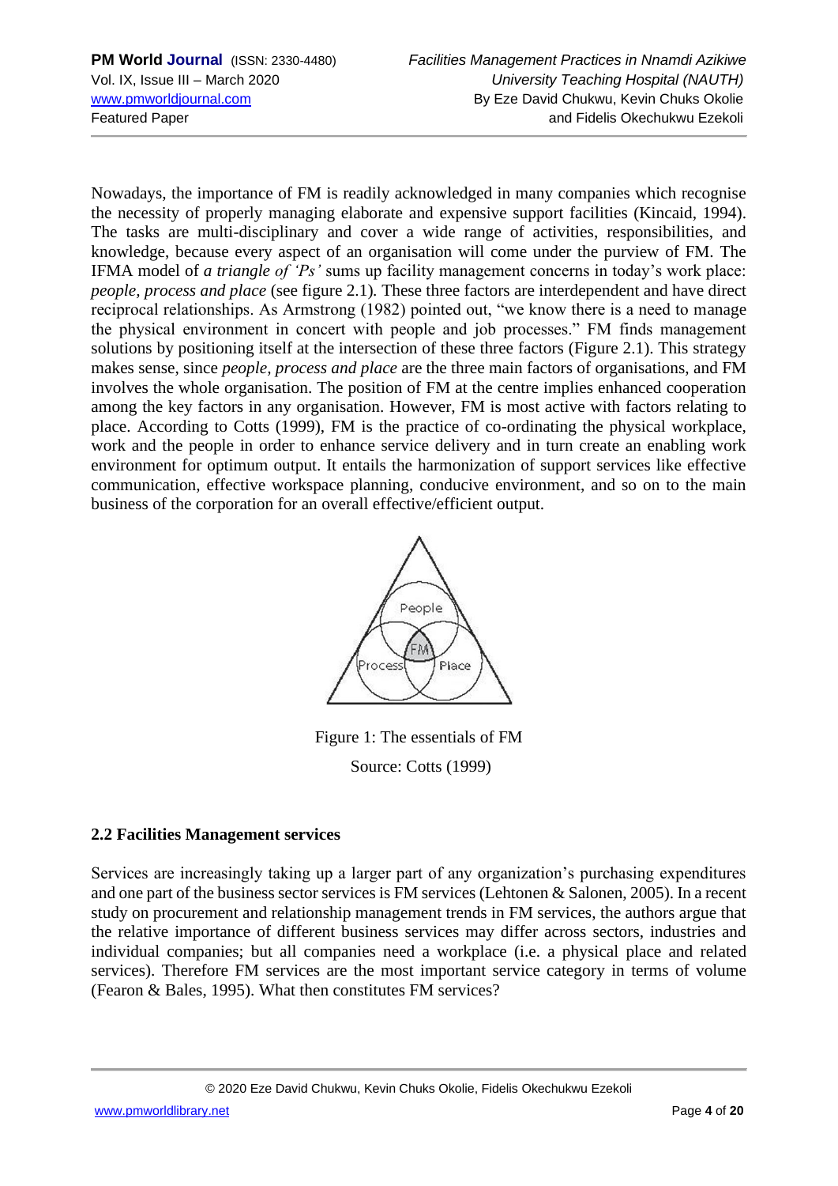Nowadays, the importance of FM is readily acknowledged in many companies which recognise the necessity of properly managing elaborate and expensive support facilities (Kincaid, 1994). The tasks are multi-disciplinary and cover a wide range of activities, responsibilities, and knowledge, because every aspect of an organisation will come under the purview of FM. The IFMA model of *a triangle of 'Ps'* sums up facility management concerns in today's work place: *people, process and place* (see figure 2.1). These three factors are interdependent and have direct reciprocal relationships. As Armstrong (1982) pointed out, "we know there is a need to manage the physical environment in concert with people and job processes." FM finds management solutions by positioning itself at the intersection of these three factors (Figure 2.1). This strategy makes sense, since *people, process and place* are the three main factors of organisations, and FM involves the whole organisation. The position of FM at the centre implies enhanced cooperation among the key factors in any organisation. However, FM is most active with factors relating to place. According to Cotts (1999), FM is the practice of co-ordinating the physical workplace, work and the people in order to enhance service delivery and in turn create an enabling work environment for optimum output. It entails the harmonization of support services like effective communication, effective workspace planning, conducive environment, and so on to the main business of the corporation for an overall effective/efficient output.

Figure 1: The essentials of FM

Source: Cotts (1999)

### 2.2 Facilities Management services

Services are increasingly taking up a larger part of any organization's purchasing expenditures and one part of the business sector services is FM services (Lehtonen & Salonen, 2005). In a recent study on procurement and relationship management trends in FM services, the authors argue that the relative importance of different business services may differ across sectors, industries and individual companies; but all companies need a workplace (i.e. a physical place and related services). Therefore FM services are the most important service category in terms of volume (Fearon & Bales, 1995). What then constitutes FM services?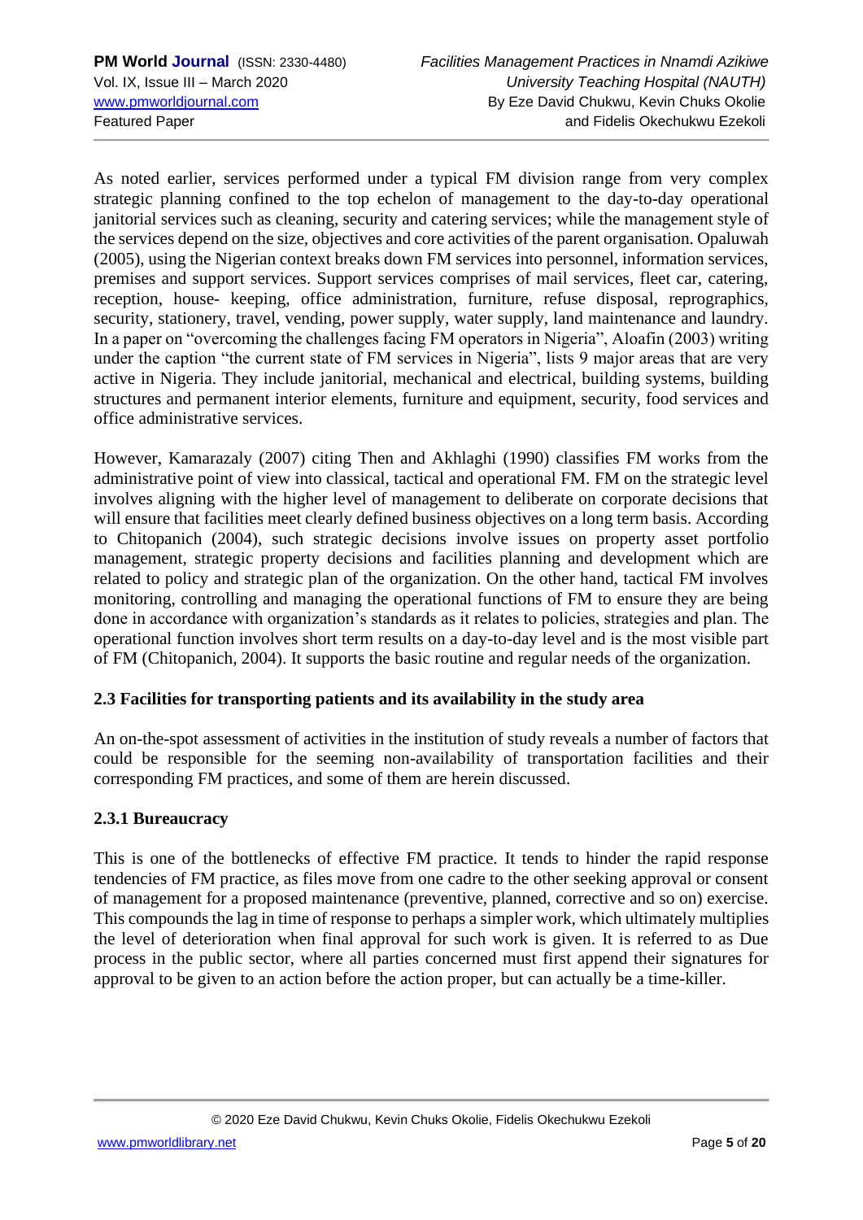As noted earlier, services performed under a typical FM division range from very complex strategic planning confined to the top echelon of management to the day-to-day operational janitorial services such as cleaning, security and catering services; while the management style of the services depend on the size, objectives and core activities of the parent organisation. Opaluwah (2005), using the Nigerian context breaks down FM services into personnel, information services, premises and support services. Support services comprises of mail services, fleet car, catering, reception, house- keeping, office administration, furniture, refuse disposal, reprographics, security, stationery, travel, vending, power supply, water supply, land maintenance and laundry. In a paper on "overcoming the challenges facing FM operators in Nigeria", Aloafin (2003) writing under the caption "the current state of FM services in Nigeria", lists 9 major areas that are very active in Nigeria. They include janitorial, mechanical and electrical, building systems, building structures and permanent interior elements, furniture and equipment, security, food services and office administrative services.

However, Kamarazaly (2007) citing Then and Akhlaghi (1990) classifies FM works from the administrative point of view into classical, tactical and operational FM. FM on the strategic level involves aligning with the higher level of management to deliberate on corporate decisions that will ensure that facilities meet clearly defined business objectives on a long term basis. According to Chitopanich (2004), such strategic decisions involve issues on property asset portfolio management, strategic property decisions and facilities planning and development which are related to policy and strategic plan of the organization. On the other hand, tactical FM involves monitoring, controlling and managing the operational functions of FM to ensure they are being done in accordance with organization's standards as it relates to policies, strategies and plan. The operational function involves short term results on a day-to-day level and is the most visible part of FM (Chitopanich, 2004). It supports the basic routine and regular needs of the organization.

### 2.3 Facilities for transporting patients and its availability in the study area

An on-the-spot assessment of activities in the institution of study reveals a number of factors that could be responsible for the seeming non-availability of transportation facilities and their corresponding FM practices, and some of them are herein discussed.

#### 2.3.1 Bureaucracy

This is one of the bottlenecks of effective FM practice. It tends to hinder the rapid response tendencies of FM practice, as files move from one cadre to the other seeking approval or consent of management for a proposed maintenance (preventive, planned, corrective and so on) exercise. This compounds the lag in time of response to perhaps a simpler work, which ultimately multiplies the level of deterioration when final approval for such work is given. It is referred to as Due process in the public sector, where all parties concerned must first append their signatures for approval to be given to an action before the action proper, but can actually be a time-killer.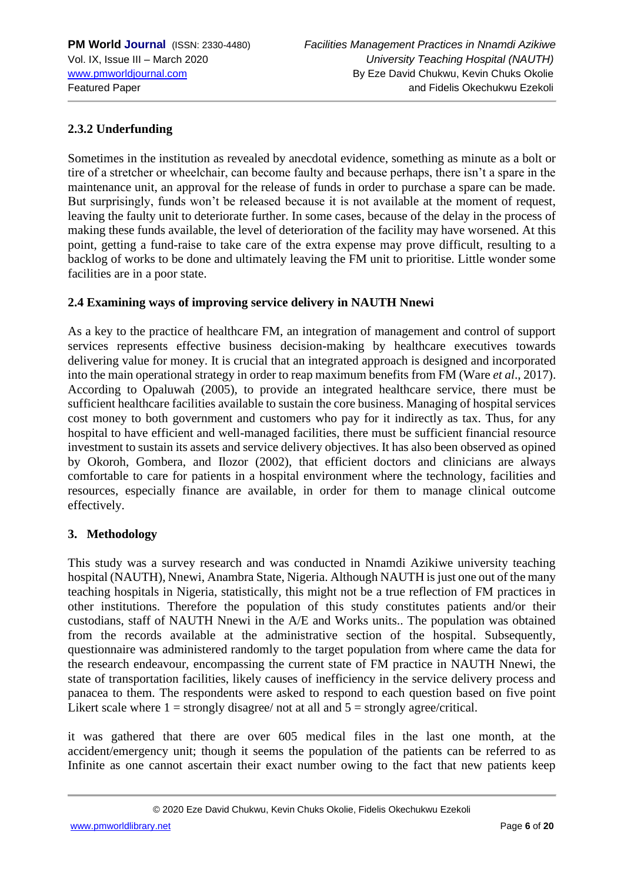### 2.3.2 Underfunding

Sometimes in the institution as revealed by anecdotal evidence, something as minute as a bolt or tire of a stretcher or wheelchair, can become faulty and because perhaps, there isn't a spare in the maintenance unit, an approval for the release of funds in order to purchase a spare can be made. But surprisingly, funds won't be released because it is not available at the moment of request, leaving the faulty unit to deteriorate further. In some cases, because of the delay in the process of making these funds available, the level of deterioration of the facility may have worsened. At this point, getting a fund-raise to take care of the extra expense may prove difficult, resulting to a backlog of works to be done and ultimately leaving the FM unit to prioritise. Little wonder some facilities are in a poor state.

### 2.4 Examining ways of improving service delivery in NAUTH Nnewi

As a key to the practice of healthcare FM, an integration of management and control of support services represents effective business decision-making by healthcare executives towards delivering value for money. It is crucial that an integrated approach is designed and incorporated into the main operational strategy in order to reap maximum benefits from FM (Ware *et al*., 2017). According to Opaluwah (2005), to provide an integrated healthcare service, there must be sufficient healthcare facilities available to sustain the core business. Managing of hospital services cost money to both government and customers who pay for it indirectly as tax. Thus, for any hospital to have efficient and well-managed facilities, there must be sufficient financial resource investment to sustain its assets and service delivery objectives. It has also been observed as opined by Okoroh, Gombera, and Ilozor (2002), that efficient doctors and clinicians are always comfortable to care for patients in a hospital environment where the technology, facilities and resources, especially finance are available, in order for them to manage clinical outcome effectively.

## 3. Methodology

This study was a survey research and was conducted in Nnamdi Azikiwe university teaching hospital (NAUTH), Nnewi, Anambra State, Nigeria. Although NAUTH is just one out of the many teaching hospitals in Nigeria, statistically, this might not be a true reflection of FM practices in other institutions. Therefore the population of this study constitutes patients and/or their custodians, staff of NAUTH Nnewi in the A/E and Works units.. The population was obtained from the records available at the administrative section of the hospital. Subsequently, questionnaire was administered randomly to the target population from where came the data for the research endeavour, encompassing the current state of FM practice in NAUTH Nnewi, the state of transportation facilities, likely causes of inefficiency in the service delivery process and panacea to them. The respondents were asked to respond to each question based on five point Likert scale where 1 = strongly disagree/ not at all and 5 = strongly agree/critical.

it was gathered that there are over 605 medical files in the last one month, at the accident/emergency unit; though it seems the population of the patients can be referred to as Infinite as one cannot ascertain their exact number owing to the fact that new patients keep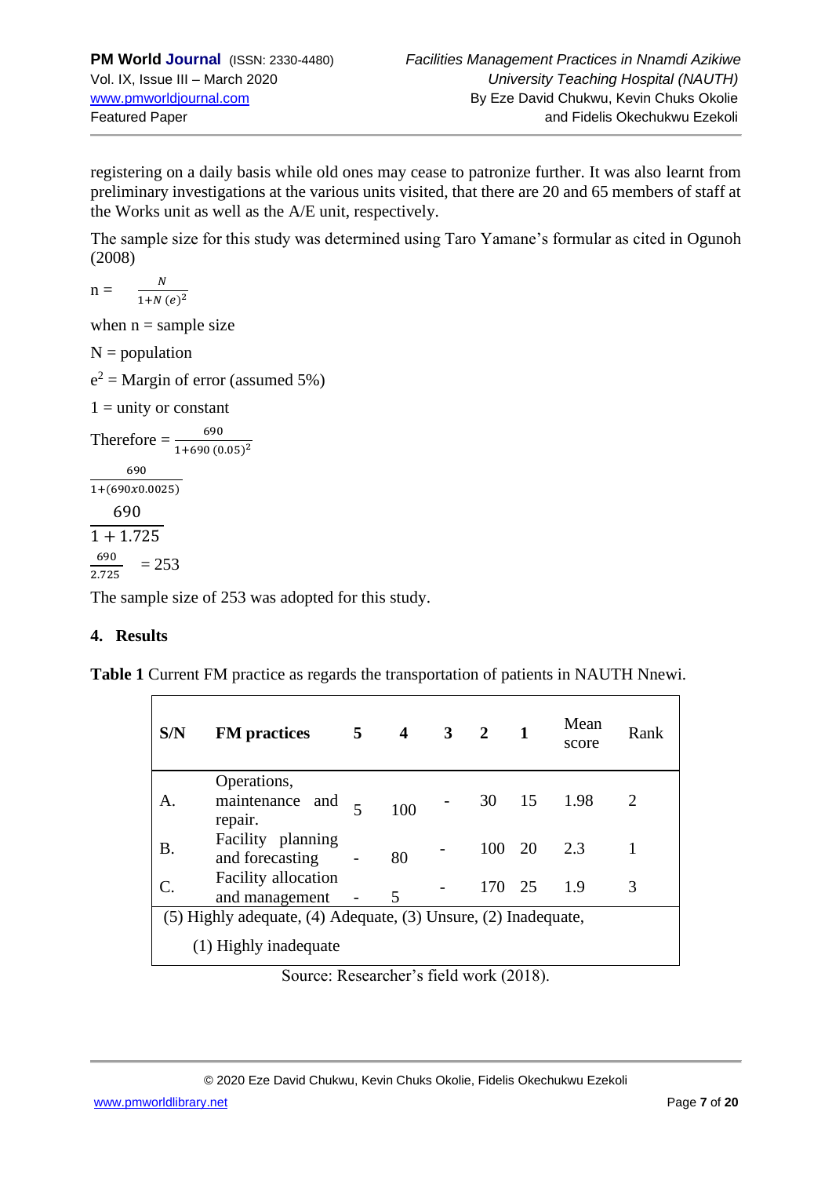registering on a daily basis while old ones may cease to patronize further. It was also learnt from preliminary investigations at the various units visited, that there are 20 and 65 members of staff at the Works unit as well as the A/E unit, respectively.

The sample size for this study was determined using Taro Yamane's formular as cited in Ogunoh (2008)

$$n = \frac{N}{1+N\,(e)^2}$$

when n = sample size

N = population

$e^2$ = Margin of error (assumed 5%)

1 = unity or constant

$$\text{Therefore} = \frac{690}{1+690\,(0.05)^2}$$

$$\frac{690}{1+(690x0.0025)}$$

$$\frac{690}{1+1.725}$$

$$\frac{690}{2.725} = 253$$

The sample size of 253 was adopted for this study.

## 4. Results

**Table 1** Current FM practice as regards the transportation of patients in NAUTH Nnewi.

| S/N | FM practices | 5 | 4 | 3 | 2 | 1 | Mean score | Rank |
|---|---|---|---|---|---|---|---|---|
| A. | Operations, maintenance and repair. | 5 | 100 | - | 30 | 15 | 1.98 | 2 |
| B. | Facility planning and forecasting | - | 80 | - | 100 | 20 | 2.3 | 1 |
| C. | Facility allocation and management | - | 5 | - | 170 | 25 | 1.9 | 3 |

(5) Highly adequate, (4) Adequate, (3) Unsure, (2) Inadequate, (1) Highly inadequate

Source: Researcher's field work (2018).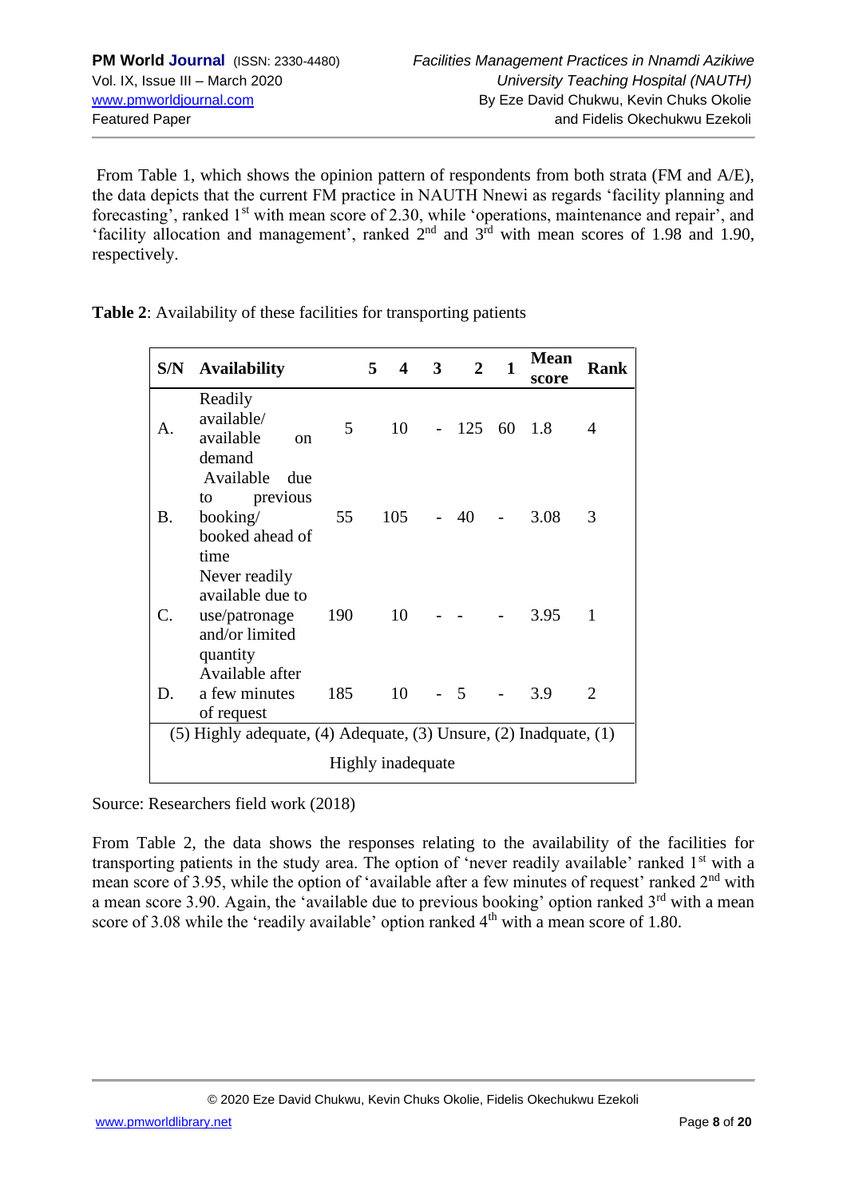From Table 1, which shows the opinion pattern of respondents from both strata (FM and A/E), the data depicts that the current FM practice in NAUTH Nnewi as regards 'facility planning and forecasting', ranked 1st with mean score of 2.30, while 'operations, maintenance and repair', and 'facility allocation and management', ranked 2nd and 3rd with mean scores of 1.98 and 1.90, respectively.

**Table 2**: Availability of these facilities for transporting patients

| S/N | Availability | 5 | 4 | 3 | 2 | 1 | Mean score | Rank |
|---|---|---|---|---|---|---|---|---|
| A. | Readily available/ available on demand | 5 | 10 | - | 125 | 60 | 1.8 | 4 |
| B. | Available due to previous booking/ booked ahead of time | 55 | 105 | - | 40 | - | 3.08 | 3 |
| C. | Never readily available due to use/patronage and/or limited quantity | 190 | 10 | - | - | - | 3.95 | 1 |
| D. | Available after a few minutes of request | 185 | 10 | - | 5 | - | 3.9 | 2 |
| (5) Highly adequate, (4) Adequate, (3) Unsure, (2) Inadquate, (1) Highly inadequate | | | | | | | | |

Source: Researchers field work (2018)

From Table 2, the data shows the responses relating to the availability of the facilities for transporting patients in the study area. The option of 'never readily available' ranked 1st with a mean score of 3.95, while the option of 'available after a few minutes of request' ranked 2nd with a mean score 3.90. Again, the 'available due to previous booking' option ranked 3rd with a mean score of 3.08 while the 'readily available' option ranked 4th with a mean score of 1.80.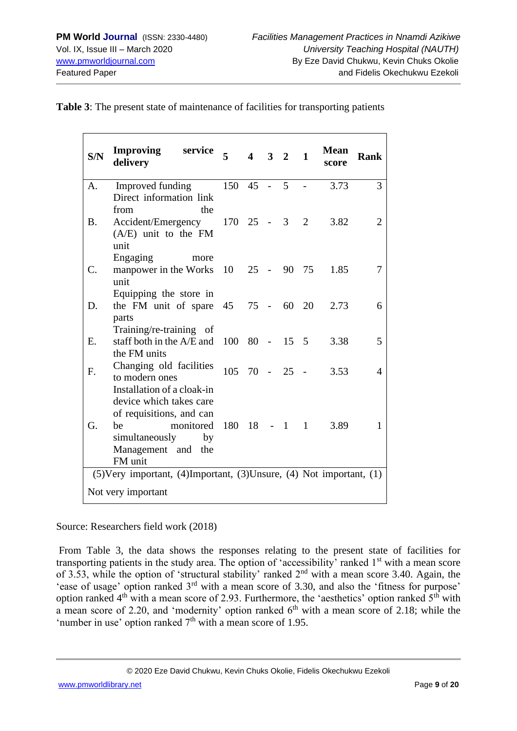**Table 3**: The present state of maintenance of facilities for transporting patients

| S/N | Improving service delivery | 5 | 4 | 3 | 2 | 1 | Mean score | Rank |
|---|---|---|---|---|---|---|---|---|
| A. | Improved funding | 150 | 45 | - | 5 | - | 3.73 | 3 |
| B. | Direct information link from the Accident/Emergency (A/E) unit to the FM unit | 170 | 25 | - | 3 | 2 | 3.82 | 2 |
| C. | Engaging more manpower in the Works unit | 10 | 25 | - | 90 | 75 | 1.85 | 7 |
| D. | Equipping the store in the FM unit of spare parts | 45 | 75 | - | 60 | 20 | 2.73 | 6 |
| E. | Training/re-training of staff both in the A/E and the FM units | 100 | 80 | - | 15 | 5 | 3.38 | 5 |
| F. | Changing old facilities to modern ones | 105 | 70 | - | 25 | - | 3.53 | 4 |
| G. | Installation of a cloak-in device which takes care of requisitions, and can be monitored simultaneously by Management and the FM unit | 180 | 18 | - | 1 | 1 | 3.89 | 1 |
| (5)Very important, (4)Important, (3)Unsure, (4) Not important, (1) Not very important | | | | | | | | |

Source: Researchers field work (2018)

From Table 3, the data shows the responses relating to the present state of facilities for transporting patients in the study area. The option of 'accessibility' ranked 1st with a mean score of 3.53, while the option of 'structural stability' ranked 2nd with a mean score 3.40. Again, the 'ease of usage' option ranked 3rd with a mean score of 3.30, and also the 'fitness for purpose' option ranked 4th with a mean score of 2.93. Furthermore, the 'aesthetics' option ranked 5th with a mean score of 2.20, and 'modernity' option ranked 6th with a mean score of 2.18; while the 'number in use' option ranked 7th with a mean score of 1.95.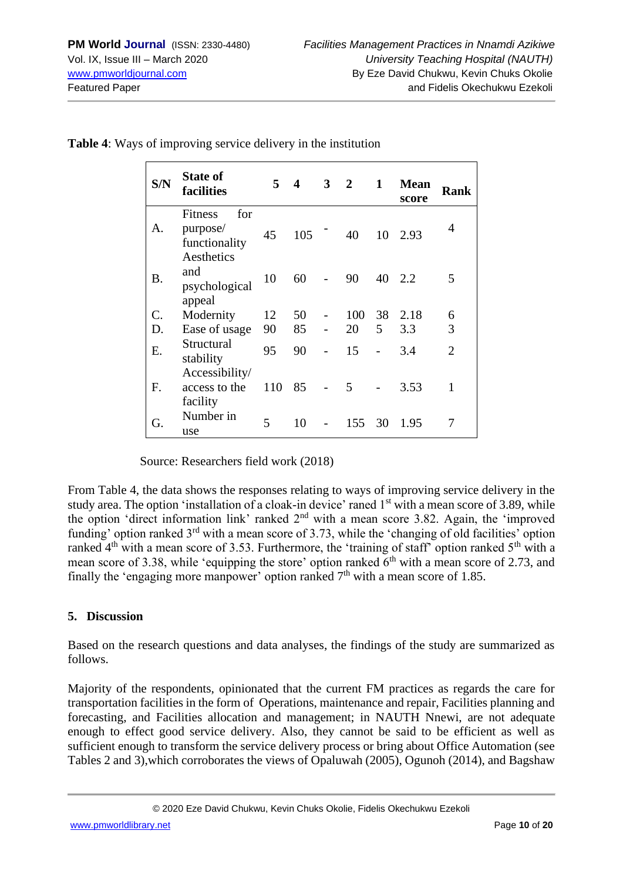**Table 4**: Ways of improving service delivery in the institution

| S/N | State of facilities | 5 | 4 | 3 | 2 | 1 | Mean score | Rank |
|---|---|---|---|---|---|---|---|---|
| A. | Fitness for purpose/ functionality | 45 | 105 | - | 40 | 10 | 2.93 | 4 |
| B. | Aesthetics and psychological appeal | 10 | 60 | - | 90 | 40 | 2.2 | 5 |
| C. | Modernity | 12 | 50 | - | 100 | 38 | 2.18 | 6 |
| D. | Ease of usage | 90 | 85 | - | 20 | 5 | 3.3 | 3 |
| E. | Structural stability | 95 | 90 | - | 15 | - | 3.4 | 2 |
| F. | Accessibility/ access to the facility | 110 | 85 | - | 5 | - | 3.53 | 1 |
| G. | Number in use | 5 | 10 | - | 155 | 30 | 1.95 | 7 |

Source: Researchers field work (2018)

From Table 4, the data shows the responses relating to ways of improving service delivery in the study area. The option 'installation of a cloak-in device' raned 1st with a mean score of 3.89, while the option 'direct information link' ranked 2nd with a mean score 3.82. Again, the 'improved funding' option ranked 3rd with a mean score of 3.73, while the 'changing of old facilities' option ranked 4th with a mean score of 3.53. Furthermore, the 'training of staff' option ranked 5th with a mean score of 3.38, while 'equipping the store' option ranked 6th with a mean score of 2.73, and finally the 'engaging more manpower' option ranked 7th with a mean score of 1.85.

## 5. Discussion

Based on the research questions and data analyses, the findings of the study are summarized as follows.

Majority of the respondents, opinionated that the current FM practices as regards the care for transportation facilities in the form of Operations, maintenance and repair, Facilities planning and forecasting, and Facilities allocation and management; in NAUTH Nnewi, are not adequate enough to effect good service delivery. Also, they cannot be said to be efficient as well as sufficient enough to transform the service delivery process or bring about Office Automation (see Tables 2 and 3),which corroborates the views of Opaluwah (2005), Ogunoh (2014), and Bagshaw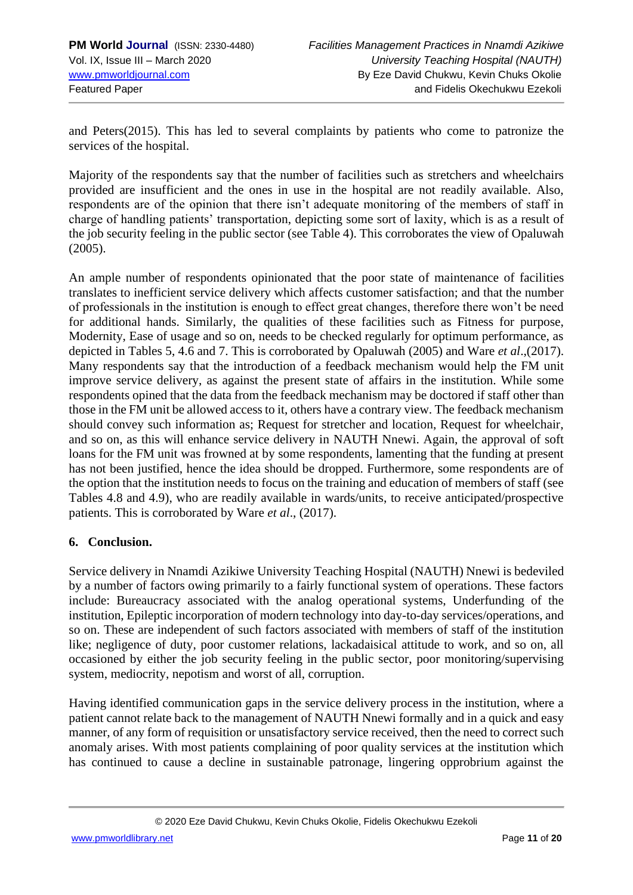and Peters(2015). This has led to several complaints by patients who come to patronize the services of the hospital.

Majority of the respondents say that the number of facilities such as stretchers and wheelchairs provided are insufficient and the ones in use in the hospital are not readily available. Also, respondents are of the opinion that there isn't adequate monitoring of the members of staff in charge of handling patients' transportation, depicting some sort of laxity, which is as a result of the job security feeling in the public sector (see Table 4). This corroborates the view of Opaluwah (2005).

An ample number of respondents opinionated that the poor state of maintenance of facilities translates to inefficient service delivery which affects customer satisfaction; and that the number of professionals in the institution is enough to effect great changes, therefore there won't be need for additional hands. Similarly, the qualities of these facilities such as Fitness for purpose, Modernity, Ease of usage and so on, needs to be checked regularly for optimum performance, as depicted in Tables 5, 4.6 and 7. This is corroborated by Opaluwah (2005) and Ware *et al*.,(2017). Many respondents say that the introduction of a feedback mechanism would help the FM unit improve service delivery, as against the present state of affairs in the institution. While some respondents opined that the data from the feedback mechanism may be doctored if staff other than those in the FM unit be allowed access to it, others have a contrary view. The feedback mechanism should convey such information as; Request for stretcher and location, Request for wheelchair, and so on, as this will enhance service delivery in NAUTH Nnewi. Again, the approval of soft loans for the FM unit was frowned at by some respondents, lamenting that the funding at present has not been justified, hence the idea should be dropped. Furthermore, some respondents are of the option that the institution needs to focus on the training and education of members of staff (see Tables 4.8 and 4.9), who are readily available in wards/units, to receive anticipated/prospective patients. This is corroborated by Ware *et al*., (2017).

## 6. Conclusion.

Service delivery in Nnamdi Azikiwe University Teaching Hospital (NAUTH) Nnewi is bedeviled by a number of factors owing primarily to a fairly functional system of operations. These factors include: Bureaucracy associated with the analog operational systems, Underfunding of the institution, Epileptic incorporation of modern technology into day-to-day services/operations, and so on. These are independent of such factors associated with members of staff of the institution like; negligence of duty, poor customer relations, lackadaisical attitude to work, and so on, all occasioned by either the job security feeling in the public sector, poor monitoring/supervising system, mediocrity, nepotism and worst of all, corruption.

Having identified communication gaps in the service delivery process in the institution, where a patient cannot relate back to the management of NAUTH Nnewi formally and in a quick and easy manner, of any form of requisition or unsatisfactory service received, then the need to correct such anomaly arises. With most patients complaining of poor quality services at the institution which has continued to cause a decline in sustainable patronage, lingering opprobrium against the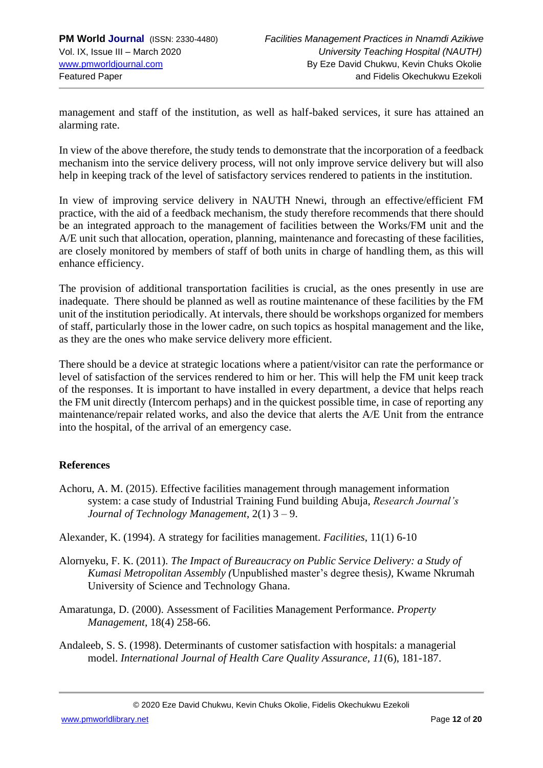management and staff of the institution, as well as half-baked services, it sure has attained an alarming rate.

In view of the above therefore, the study tends to demonstrate that the incorporation of a feedback mechanism into the service delivery process, will not only improve service delivery but will also help in keeping track of the level of satisfactory services rendered to patients in the institution.

In view of improving service delivery in NAUTH Nnewi, through an effective/efficient FM practice, with the aid of a feedback mechanism, the study therefore recommends that there should be an integrated approach to the management of facilities between the Works/FM unit and the A/E unit such that allocation, operation, planning, maintenance and forecasting of these facilities, are closely monitored by members of staff of both units in charge of handling them, as this will enhance efficiency.

The provision of additional transportation facilities is crucial, as the ones presently in use are inadequate. There should be planned as well as routine maintenance of these facilities by the FM unit of the institution periodically. At intervals, there should be workshops organized for members of staff, particularly those in the lower cadre, on such topics as hospital management and the like, as they are the ones who make service delivery more efficient.

There should be a device at strategic locations where a patient/visitor can rate the performance or level of satisfaction of the services rendered to him or her. This will help the FM unit keep track of the responses. It is important to have installed in every department, a device that helps reach the FM unit directly (Intercom perhaps) and in the quickest possible time, in case of reporting any maintenance/repair related works, and also the device that alerts the A/E Unit from the entrance into the hospital, of the arrival of an emergency case.

## References

Achoru, A. M. (2015). Effective facilities management through management information system: a case study of Industrial Training Fund building Abuja, *Research Journal's Journal of Technology Management*, 2(1) 3 – 9.

Alexander, K. (1994). A strategy for facilities management. *Facilities*, 11(1) 6-10

Alornyeku, F. K. (2011). *The Impact of Bureaucracy on Public Service Delivery: a Study of Kumasi Metropolitan Assembly (*Unpublished master's degree thesis*)*, Kwame Nkrumah University of Science and Technology Ghana.

Amaratunga, D. (2000). Assessment of Facilities Management Performance. *Property Management*, 18(4) 258-66.

Andaleeb, S. S. (1998). Determinants of customer satisfaction with hospitals: a managerial model. *International Journal of Health Care Quality Assurance*, *11*(6), 181-187.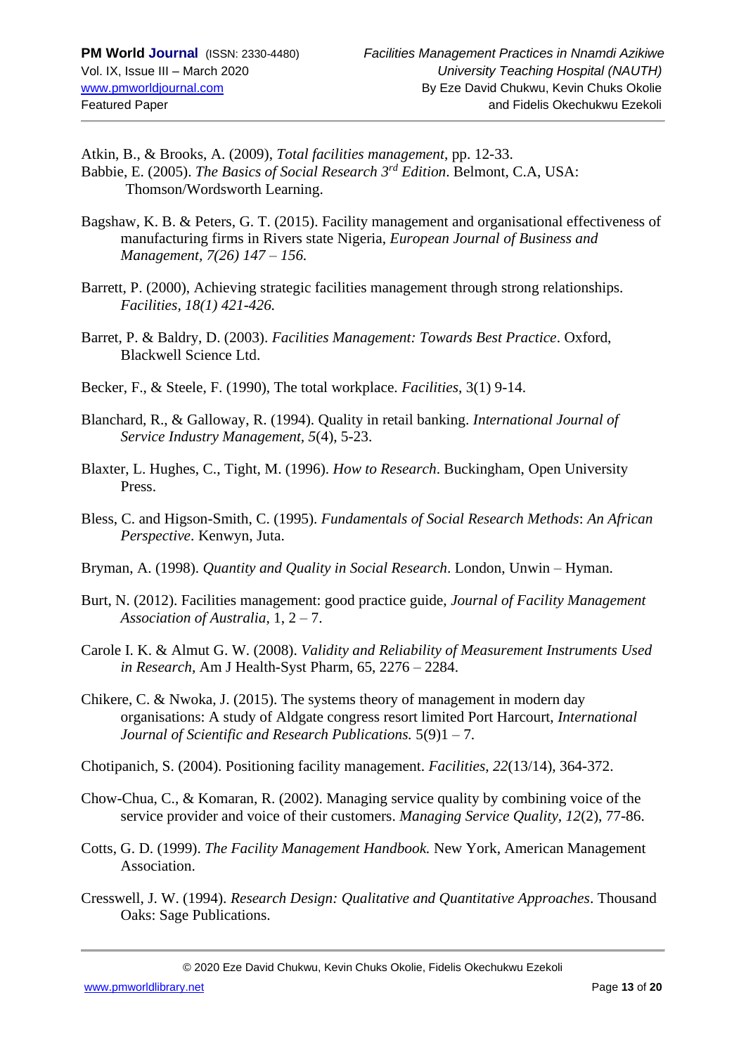Atkin, B., & Brooks, A. (2009), *Total facilities management*, pp. 12-33.

Babbie, E. (2005). *The Basics of Social Research 3rd Edition*. Belmont, C.A, USA: Thomson/Wordsworth Learning.

Bagshaw, K. B. & Peters, G. T. (2015). Facility management and organisational effectiveness of manufacturing firms in Rivers state Nigeria, *European Journal of Business and Management, 7(26) 147 – 156.*

Barrett, P. (2000), Achieving strategic facilities management through strong relationships. *Facilities, 18(1) 421-426.*

Barret, P. & Baldry, D. (2003). *Facilities Management: Towards Best Practice*. Oxford, Blackwell Science Ltd.

Becker, F., & Steele, F. (1990), The total workplace. *Facilities*, 3(1) 9-14.

Blanchard, R., & Galloway, R. (1994). Quality in retail banking. *International Journal of Service Industry Management, 5*(4), 5-23.

Blaxter, L. Hughes, C., Tight, M. (1996). *How to Research*. Buckingham, Open University Press.

Bless, C. and Higson-Smith, C. (1995). *Fundamentals of Social Research Methods*: *An African Perspective*. Kenwyn, Juta.

Bryman, A. (1998). *Quantity and Quality in Social Research*. London, Unwin – Hyman.

Burt, N. (2012). Facilities management: good practice guide, *Journal of Facility Management Association of Australia*, 1, 2 – 7.

Carole I. K. & Almut G. W. (2008). *Validity and Reliability of Measurement Instruments Used in Research*, Am J Health-Syst Pharm, 65, 2276 – 2284.

Chikere, C. & Nwoka, J. (2015). The systems theory of management in modern day organisations: A study of Aldgate congress resort limited Port Harcourt, *International Journal of Scientific and Research Publications.* 5(9)1 – 7.

Chotipanich, S. (2004). Positioning facility management. *Facilities, 22*(13/14), 364-372.

Chow-Chua, C., & Komaran, R. (2002). Managing service quality by combining voice of the service provider and voice of their customers. *Managing Service Quality, 12*(2), 77-86.

Cotts, G. D. (1999). *The Facility Management Handbook.* New York, American Management Association.

Cresswell, J. W. (1994). *Research Design: Qualitative and Quantitative Approaches*. Thousand Oaks: Sage Publications.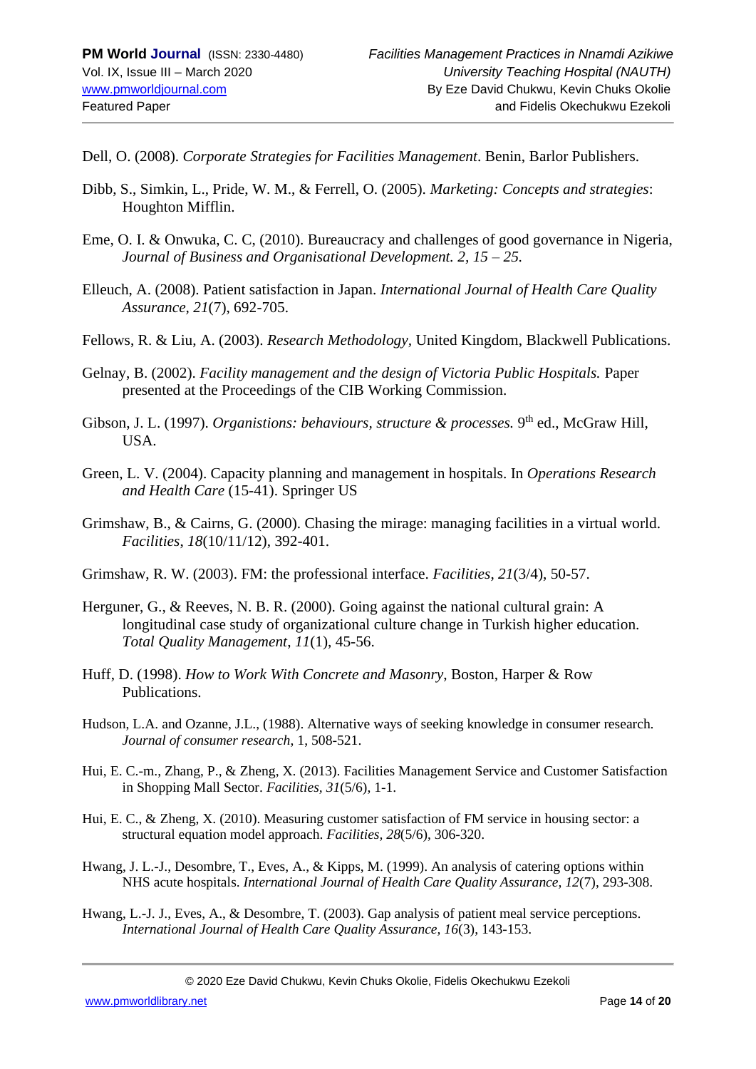Dell, O. (2008). *Corporate Strategies for Facilities Management*. Benin, Barlor Publishers.

Dibb, S., Simkin, L., Pride, W. M., & Ferrell, O. (2005). *Marketing: Concepts and strategies*: Houghton Mifflin.

Eme, O. I. & Onwuka, C. C, (2010). Bureaucracy and challenges of good governance in Nigeria, *Journal of Business and Organisational Development. 2, 15 – 25.*

Elleuch, A. (2008). Patient satisfaction in Japan. *International Journal of Health Care Quality Assurance, 21*(7), 692-705.

Fellows, R. & Liu, A. (2003). *Research Methodology*, United Kingdom, Blackwell Publications.

Gelnay, B. (2002). *Facility management and the design of Victoria Public Hospitals.* Paper presented at the Proceedings of the CIB Working Commission.

Gibson, J. L. (1997). *Organistions: behaviours, structure & processes.* 9th ed., McGraw Hill, USA.

Green, L. V. (2004). Capacity planning and management in hospitals. In *Operations Research and Health Care* (15-41). Springer US

Grimshaw, B., & Cairns, G. (2000). Chasing the mirage: managing facilities in a virtual world. *Facilities*, *18*(10/11/12), 392-401.

Grimshaw, R. W. (2003). FM: the professional interface. *Facilities*, *21*(3/4), 50-57.

Herguner, G., & Reeves, N. B. R. (2000). Going against the national cultural grain: A longitudinal case study of organizational culture change in Turkish higher education. *Total Quality Management*, *11*(1), 45-56.

Huff, D. (1998). *How to Work With Concrete and Masonry*, Boston, Harper & Row Publications.

Hudson, L.A. and Ozanne, J.L., (1988). Alternative ways of seeking knowledge in consumer research. *Journal of consumer research*, 1, 508-521.

Hui, E. C.-m., Zhang, P., & Zheng, X. (2013). Facilities Management Service and Customer Satisfaction in Shopping Mall Sector. *Facilities, 31*(5/6), 1-1.

Hui, E. C., & Zheng, X. (2010). Measuring customer satisfaction of FM service in housing sector: a structural equation model approach. *Facilities, 28*(5/6), 306-320.

Hwang, J. L.-J., Desombre, T., Eves, A., & Kipps, M. (1999). An analysis of catering options within NHS acute hospitals. *International Journal of Health Care Quality Assurance, 12*(7), 293-308.

Hwang, L.-J. J., Eves, A., & Desombre, T. (2003). Gap analysis of patient meal service perceptions. *International Journal of Health Care Quality Assurance, 16*(3), 143-153.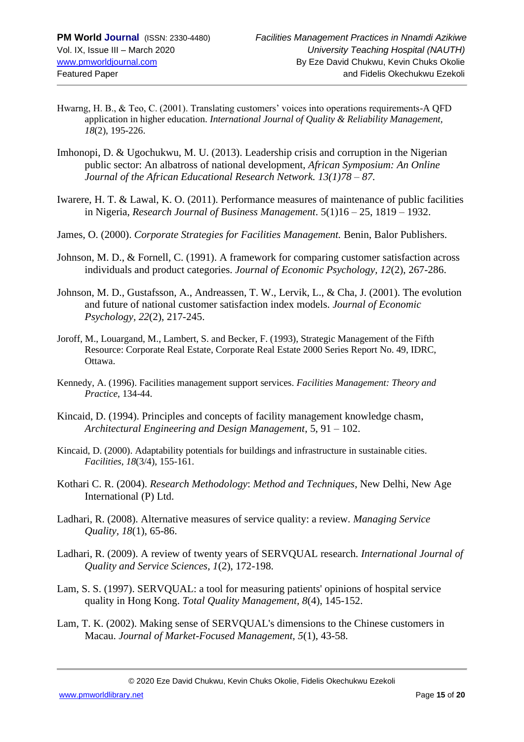Hwarng, H. B., & Teo, C. (2001). Translating customers' voices into operations requirements-A QFD application in higher education. *International Journal of Quality & Reliability Management, 18*(2), 195-226.

Imhonopi, D. & Ugochukwu, M. U. (2013). Leadership crisis and corruption in the Nigerian public sector: An albatross of national development, *African Symposium: An Online Journal of the African Educational Research Network. 13(1)78 – 87.*

Iwarere, H. T. & Lawal, K. O. (2011). Performance measures of maintenance of public facilities in Nigeria, *Research Journal of Business Management*. 5(1)16 – 25, 1819 – 1932.

James, O. (2000). *Corporate Strategies for Facilities Management.* Benin, Balor Publishers.

Johnson, M. D., & Fornell, C. (1991). A framework for comparing customer satisfaction across individuals and product categories. *Journal of Economic Psychology, 12*(2), 267-286.

Johnson, M. D., Gustafsson, A., Andreassen, T. W., Lervik, L., & Cha, J. (2001). The evolution and future of national customer satisfaction index models. *Journal of Economic Psychology, 22*(2), 217-245.

Joroff, M., Louargand, M., Lambert, S. and Becker, F. (1993), Strategic Management of the Fifth Resource: Corporate Real Estate, Corporate Real Estate 2000 Series Report No. 49, IDRC, Ottawa.

Kennedy, A. (1996). Facilities management support services. *Facilities Management: Theory and Practice*, 134-44.

Kincaid, D. (1994). Principles and concepts of facility management knowledge chasm, *Architectural Engineering and Design Management*, 5, 91 – 102.

Kincaid, D. (2000). Adaptability potentials for buildings and infrastructure in sustainable cities. *Facilities*, *18*(3/4), 155-161.

Kothari C. R. (2004). *Research Methodology*: *Method and Techniques*, New Delhi, New Age International (P) Ltd.

Ladhari, R. (2008). Alternative measures of service quality: a review. *Managing Service Quality, 18*(1), 65-86.

Ladhari, R. (2009). A review of twenty years of SERVQUAL research. *International Journal of Quality and Service Sciences, 1*(2), 172-198.

Lam, S. S. (1997). SERVQUAL: a tool for measuring patients' opinions of hospital service quality in Hong Kong. *Total Quality Management, 8*(4), 145-152.

Lam, T. K. (2002). Making sense of SERVQUAL's dimensions to the Chinese customers in Macau. *Journal of Market-Focused Management, 5*(1), 43-58.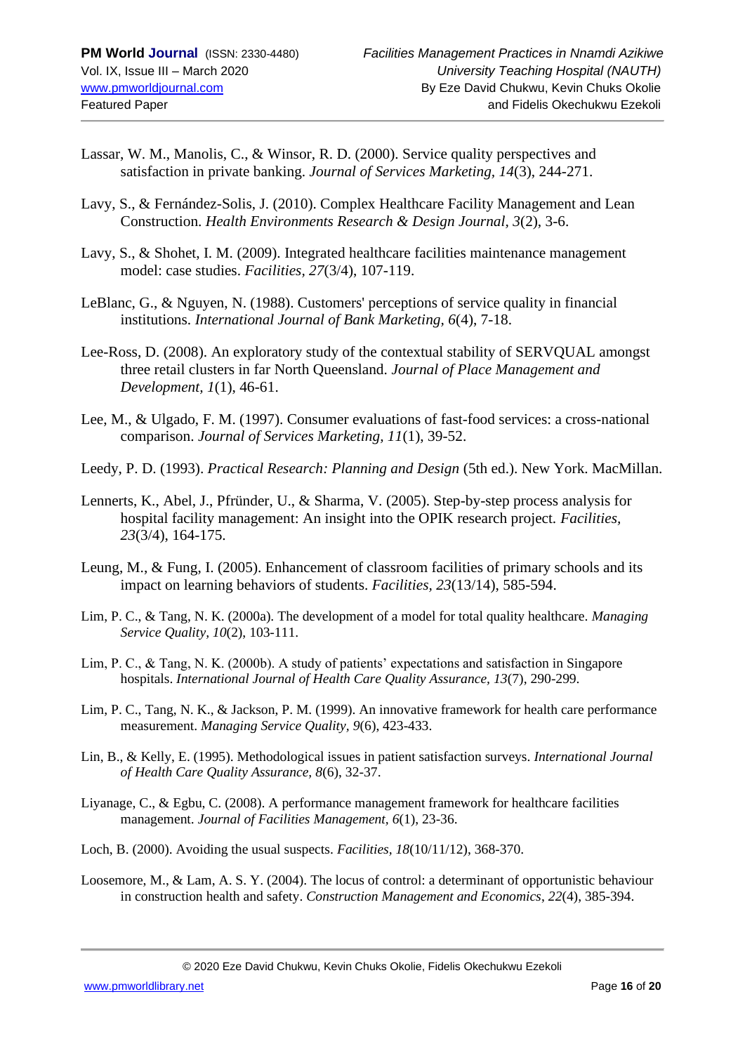Lassar, W. M., Manolis, C., & Winsor, R. D. (2000). Service quality perspectives and satisfaction in private banking. *Journal of Services Marketing, 14*(3), 244-271.

Lavy, S., & Fernández-Solis, J. (2010). Complex Healthcare Facility Management and Lean Construction. *Health Environments Research & Design Journal, 3*(2), 3-6.

Lavy, S., & Shohet, I. M. (2009). Integrated healthcare facilities maintenance management model: case studies. *Facilities, 27*(3/4), 107-119.

LeBlanc, G., & Nguyen, N. (1988). Customers' perceptions of service quality in financial institutions. *International Journal of Bank Marketing, 6*(4), 7-18.

Lee-Ross, D. (2008). An exploratory study of the contextual stability of SERVQUAL amongst three retail clusters in far North Queensland. *Journal of Place Management and Development, 1*(1), 46-61.

Lee, M., & Ulgado, F. M. (1997). Consumer evaluations of fast-food services: a cross-national comparison. *Journal of Services Marketing, 11*(1), 39-52.

Leedy, P. D. (1993). *Practical Research: Planning and Design* (5th ed.). New York. MacMillan.

Lennerts, K., Abel, J., Pfründer, U., & Sharma, V. (2005). Step-by-step process analysis for hospital facility management: An insight into the OPIK research project. *Facilities, 23*(3/4), 164-175.

Leung, M., & Fung, I. (2005). Enhancement of classroom facilities of primary schools and its impact on learning behaviors of students. *Facilities, 23*(13/14), 585-594.

Lim, P. C., & Tang, N. K. (2000a). The development of a model for total quality healthcare. *Managing Service Quality, 10*(2), 103-111.

Lim, P. C., & Tang, N. K. (2000b). A study of patients' expectations and satisfaction in Singapore hospitals. *International Journal of Health Care Quality Assurance, 13*(7), 290-299.

Lim, P. C., Tang, N. K., & Jackson, P. M. (1999). An innovative framework for health care performance measurement. *Managing Service Quality, 9*(6), 423-433.

Lin, B., & Kelly, E. (1995). Methodological issues in patient satisfaction surveys. *International Journal of Health Care Quality Assurance, 8*(6), 32-37.

Liyanage, C., & Egbu, C. (2008). A performance management framework for healthcare facilities management. *Journal of Facilities Management, 6*(1), 23-36.

Loch, B. (2000). Avoiding the usual suspects. *Facilities, 18*(10/11/12), 368-370.

Loosemore, M., & Lam, A. S. Y. (2004). The locus of control: a determinant of opportunistic behaviour in construction health and safety. *Construction Management and Economics*, *22*(4), 385-394.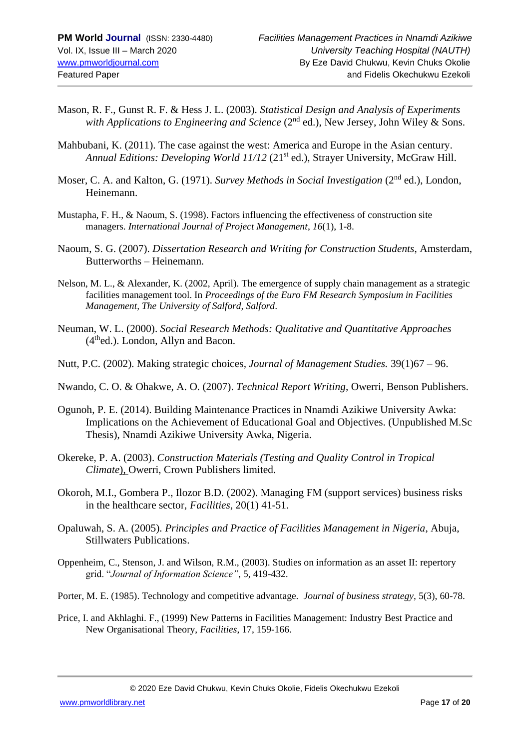Mason, R. F., Gunst R. F. & Hess J. L. (2003). *Statistical Design and Analysis of Experiments with Applications to Engineering and Science* (2nd ed.), New Jersey, John Wiley & Sons.

Mahbubani, K. (2011). The case against the west: America and Europe in the Asian century. *Annual Editions: Developing World 11/12* (21st ed.), Strayer University, McGraw Hill.

Moser, C. A. and Kalton, G. (1971). *Survey Methods in Social Investigation* (2nd ed.), London, Heinemann.

Mustapha, F. H., & Naoum, S. (1998). Factors influencing the effectiveness of construction site managers. *International Journal of Project Management*, *16*(1), 1-8.

Naoum, S. G. (2007). *Dissertation Research and Writing for Construction Students*, Amsterdam, Butterworths – Heinemann.

Nelson, M. L., & Alexander, K. (2002, April). The emergence of supply chain management as a strategic facilities management tool. In *Proceedings of the Euro FM Research Symposium in Facilities Management, The University of Salford, Salford*.

Neuman, W. L. (2000). *Social Research Methods: Qualitative and Quantitative Approaches* (4thed.). London, Allyn and Bacon.

Nutt, P.C. (2002). Making strategic choices, *Journal of Management Studies.* 39(1)67 – 96.

Nwando, C. O. & Ohakwe, A. O. (2007). *Technical Report Writing*, Owerri, Benson Publishers.

Ogunoh, P. E. (2014). Building Maintenance Practices in Nnamdi Azikiwe University Awka: Implications on the Achievement of Educational Goal and Objectives. (Unpublished M.Sc Thesis), Nnamdi Azikiwe University Awka, Nigeria.

Okereke, P. A. (2003). *Construction Materials (Testing and Quality Control in Tropical Climate*), Owerri, Crown Publishers limited.

Okoroh, M.I., Gombera P., Ilozor B.D. (2002). Managing FM (support services) business risks in the healthcare sector, *Facilities*, 20(1) 41-51.

Opaluwah, S. A. (2005). *Principles and Practice of Facilities Management in Nigeria*, Abuja, Stillwaters Publications.

Oppenheim, C., Stenson, J. and Wilson, R.M., (2003). Studies on information as an asset II: repertory grid. "*Journal of Information Science"*, 5, 419-432.

Porter, M. E. (1985). Technology and competitive advantage. *Journal of business strategy*, 5(3), 60-78.

Price, I. and Akhlaghi. F., (1999) New Patterns in Facilities Management: Industry Best Practice and New Organisational Theory, *Facilities*, 17, 159-166.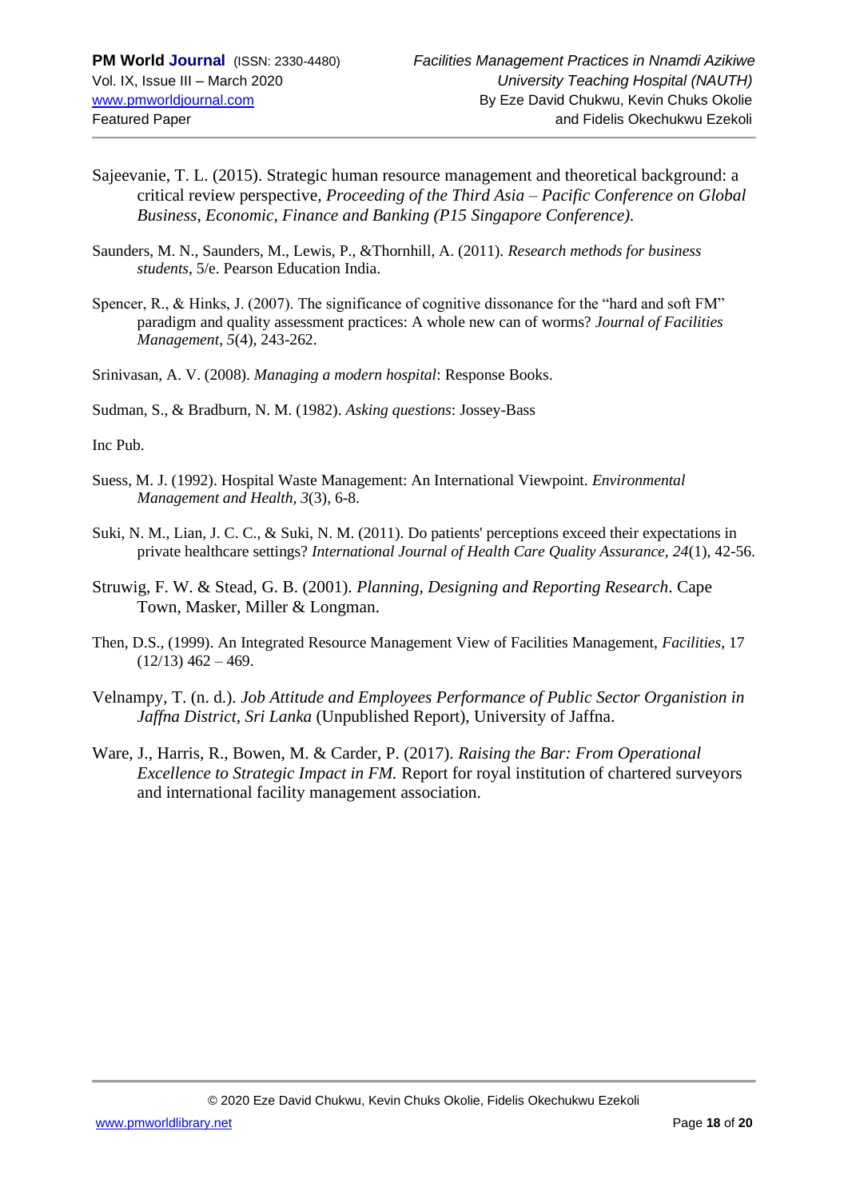Sajeevanie, T. L. (2015). Strategic human resource management and theoretical background: a critical review perspective, *Proceeding of the Third Asia – Pacific Conference on Global Business, Economic, Finance and Banking (P15 Singapore Conference).*

Saunders, M. N., Saunders, M., Lewis, P., &Thornhill, A. (2011). *Research methods for business students*, 5/e. Pearson Education India.

Spencer, R., & Hinks, J. (2007). The significance of cognitive dissonance for the "hard and soft FM" paradigm and quality assessment practices: A whole new can of worms? *Journal of Facilities Management, 5*(4), 243-262.

Srinivasan, A. V. (2008). *Managing a modern hospital*: Response Books.

Sudman, S., & Bradburn, N. M. (1982). *Asking questions*: Jossey-Bass

Inc Pub.

Suess, M. J. (1992). Hospital Waste Management: An International Viewpoint. *Environmental Management and Health, 3*(3), 6-8.

Suki, N. M., Lian, J. C. C., & Suki, N. M. (2011). Do patients' perceptions exceed their expectations in private healthcare settings? *International Journal of Health Care Quality Assurance, 24*(1), 42-56.

Struwig, F. W. & Stead, G. B. (2001). *Planning, Designing and Reporting Research*. Cape Town, Masker, Miller & Longman.

Then, D.S., (1999). An Integrated Resource Management View of Facilities Management, *Facilities*, 17 (12/13) 462 – 469.

Velnampy, T. (n. d.). *Job Attitude and Employees Performance of Public Sector Organistion in Jaffna District, Sri Lanka* (Unpublished Report), University of Jaffna.

Ware, J., Harris, R., Bowen, M. & Carder, P. (2017). *Raising the Bar: From Operational Excellence to Strategic Impact in FM.* Report for royal institution of chartered surveyors and international facility management association.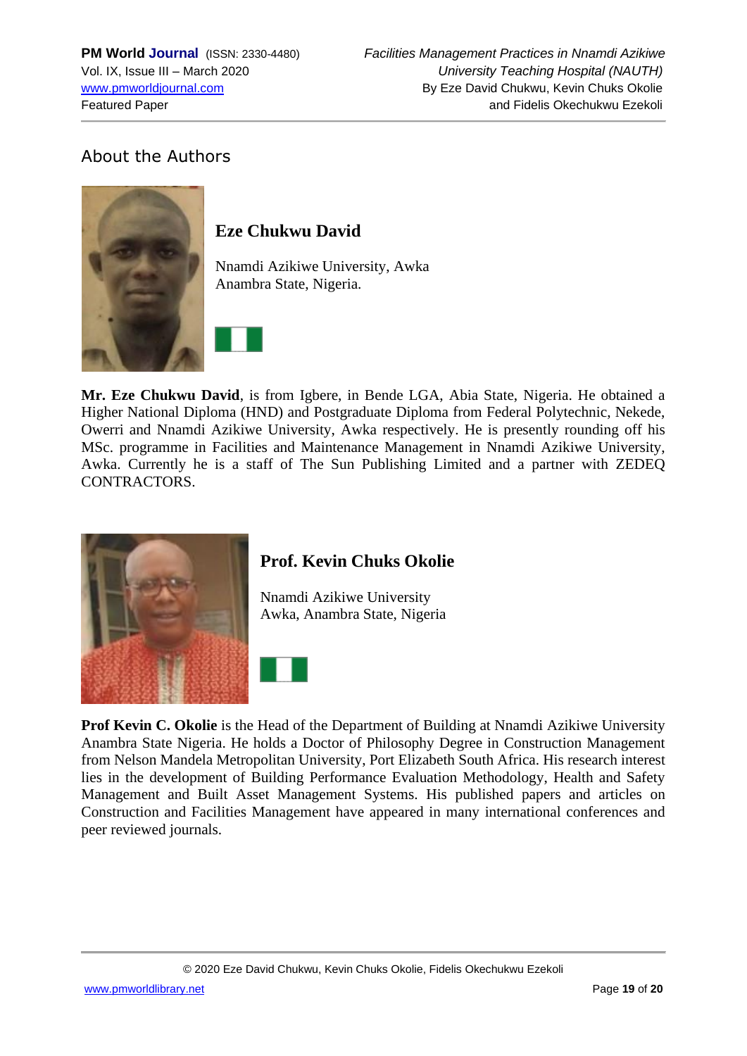## About the Authors

### Eze Chukwu David

Nnamdi Azikiwe University, Awka
Anambra State, Nigeria.

**Mr. Eze Chukwu David**, is from Igbere, in Bende LGA, Abia State, Nigeria. He obtained a Higher National Diploma (HND) and Postgraduate Diploma from Federal Polytechnic, Nekede, Owerri and Nnamdi Azikiwe University, Awka respectively. He is presently rounding off his MSc. programme in Facilities and Maintenance Management in Nnamdi Azikiwe University, Awka. Currently he is a staff of The Sun Publishing Limited and a partner with ZEDEQ CONTRACTORS.

### Prof. Kevin Chuks Okolie

Nnamdi Azikiwe University
Awka, Anambra State, Nigeria

**Prof Kevin C. Okolie** is the Head of the Department of Building at Nnamdi Azikiwe University Anambra State Nigeria. He holds a Doctor of Philosophy Degree in Construction Management from Nelson Mandela Metropolitan University, Port Elizabeth South Africa. His research interest lies in the development of Building Performance Evaluation Methodology, Health and Safety Management and Built Asset Management Systems. His published papers and articles on Construction and Facilities Management have appeared in many international conferences and peer reviewed journals.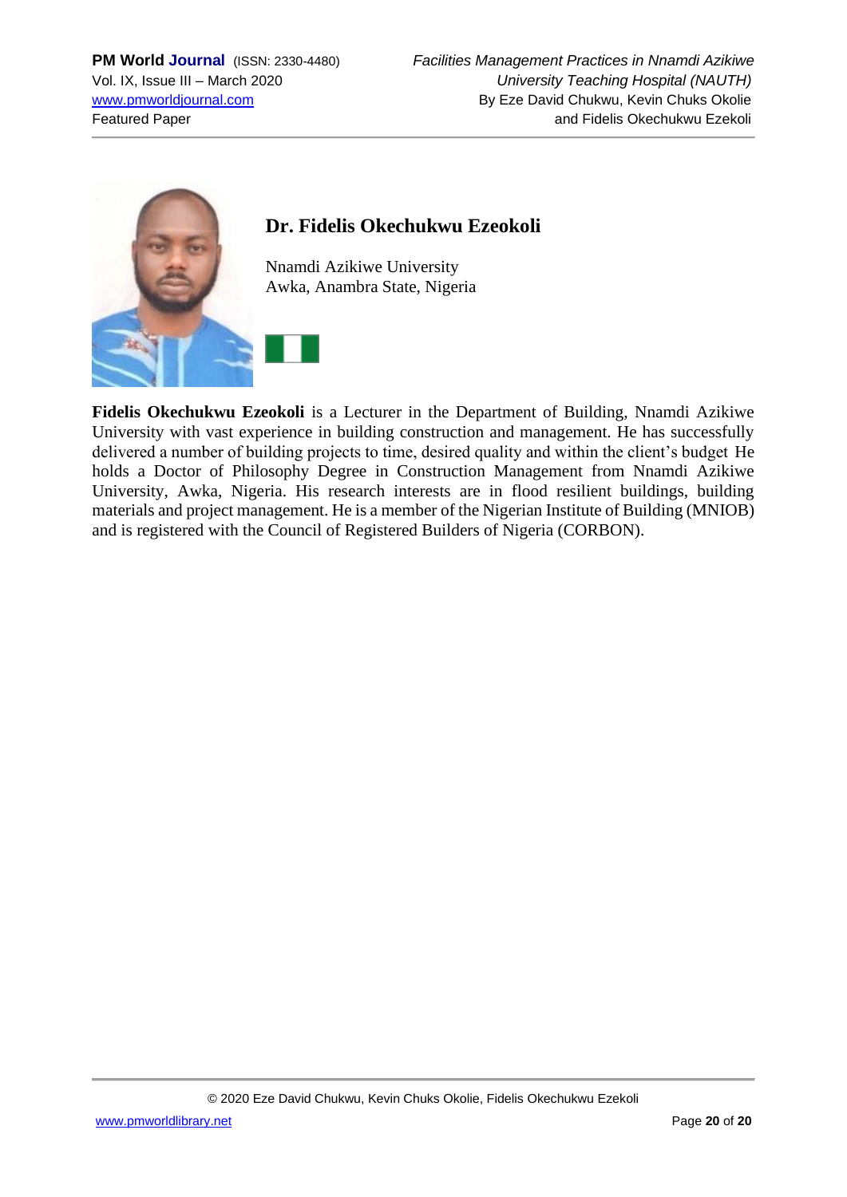## Dr. Fidelis Okechukwu Ezeokoli

Nnamdi Azikiwe University
Awka, Anambra State, Nigeria

**Fidelis Okechukwu Ezeokoli** is a Lecturer in the Department of Building, Nnamdi Azikiwe University with vast experience in building construction and management. He has successfully delivered a number of building projects to time, desired quality and within the client's budget He holds a Doctor of Philosophy Degree in Construction Management from Nnamdi Azikiwe University, Awka, Nigeria. His research interests are in flood resilient buildings, building materials and project management. He is a member of the Nigerian Institute of Building (MNIOB) and is registered with the Council of Registered Builders of Nigeria (CORBON).